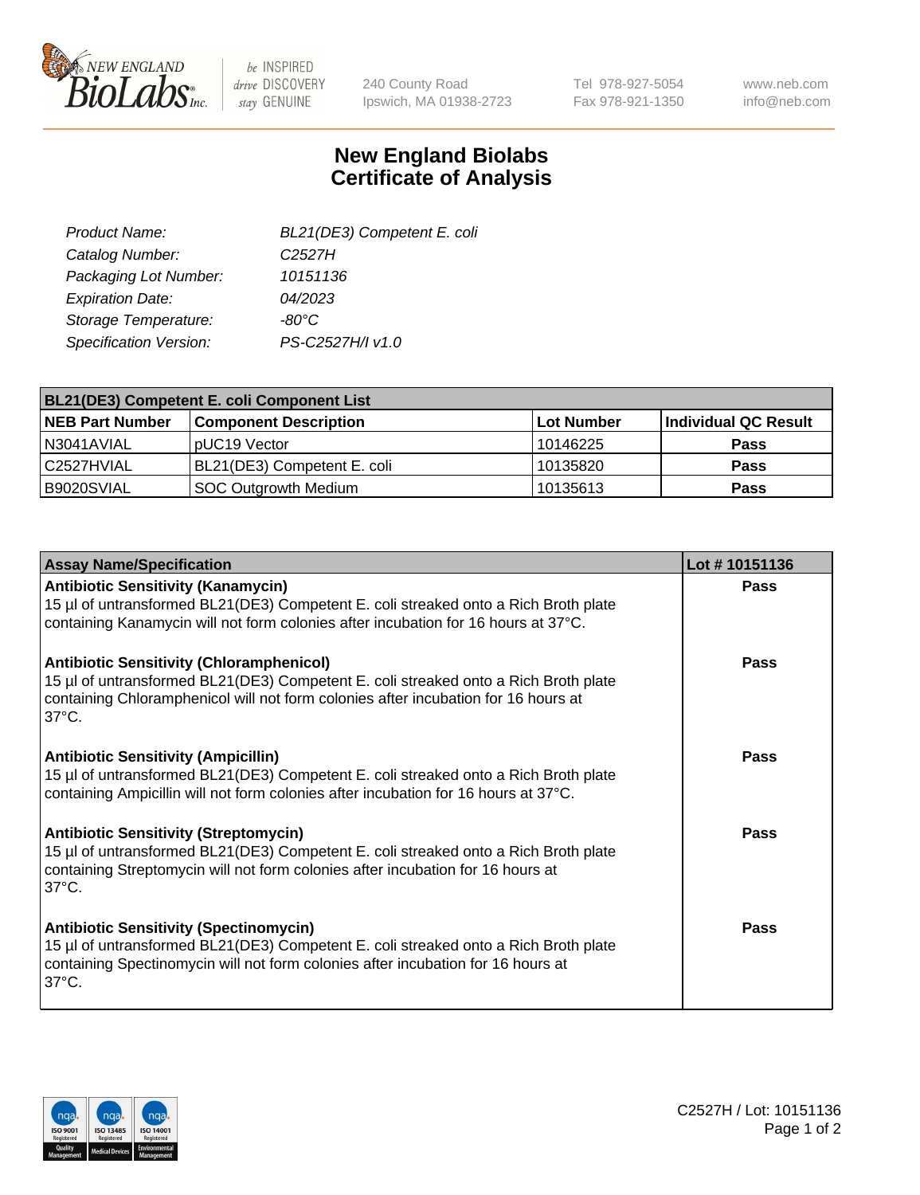240 County Road
Ipswich, MA 01938-2723

Tel 978-927-5054
Fax 978-921-1350

www.neb.com
info@neb.com

# New England Biolabs
# Certificate of Analysis

| | |
|---|---|
| *Product Name:* | *BL21(DE3) Competent E. coli* |
| *Catalog Number:* | *C2527H* |
| *Packaging Lot Number:* | *10151136* |
| *Expiration Date:* | *04/2023* |
| *Storage Temperature:* | *-80°C* |
| *Specification Version:* | *PS-C2527H/I v1.0* |

| BL21(DE3) Competent E. coli Component List | | | |
|---|---|---|---|
| **NEB Part Number** | **Component Description** | **Lot Number** | **Individual QC Result** |
| N3041AVIAL | pUC19 Vector | 10146225 | **Pass** |
| C2527HVIAL | BL21(DE3) Competent E. coli | 10135820 | **Pass** |
| B9020SVIAL | SOC Outgrowth Medium | 10135613 | **Pass** |

| Assay Name/Specification | Lot # 10151136 |
|---|---|
| **Antibiotic Sensitivity (Kanamycin)**<br>15 µl of untransformed BL21(DE3) Competent E. coli streaked onto a Rich Broth plate containing Kanamycin will not form colonies after incubation for 16 hours at 37°C. | **Pass** |
| **Antibiotic Sensitivity (Chloramphenicol)**<br>15 µl of untransformed BL21(DE3) Competent E. coli streaked onto a Rich Broth plate containing Chloramphenicol will not form colonies after incubation for 16 hours at 37°C. | **Pass** |
| **Antibiotic Sensitivity (Ampicillin)**<br>15 µl of untransformed BL21(DE3) Competent E. coli streaked onto a Rich Broth plate containing Ampicillin will not form colonies after incubation for 16 hours at 37°C. | **Pass** |
| **Antibiotic Sensitivity (Streptomycin)**<br>15 µl of untransformed BL21(DE3) Competent E. coli streaked onto a Rich Broth plate containing Streptomycin will not form colonies after incubation for 16 hours at 37°C. | **Pass** |
| **Antibiotic Sensitivity (Spectinomycin)**<br>15 µl of untransformed BL21(DE3) Competent E. coli streaked onto a Rich Broth plate containing Spectinomycin will not form colonies after incubation for 16 hours at 37°C. | **Pass** |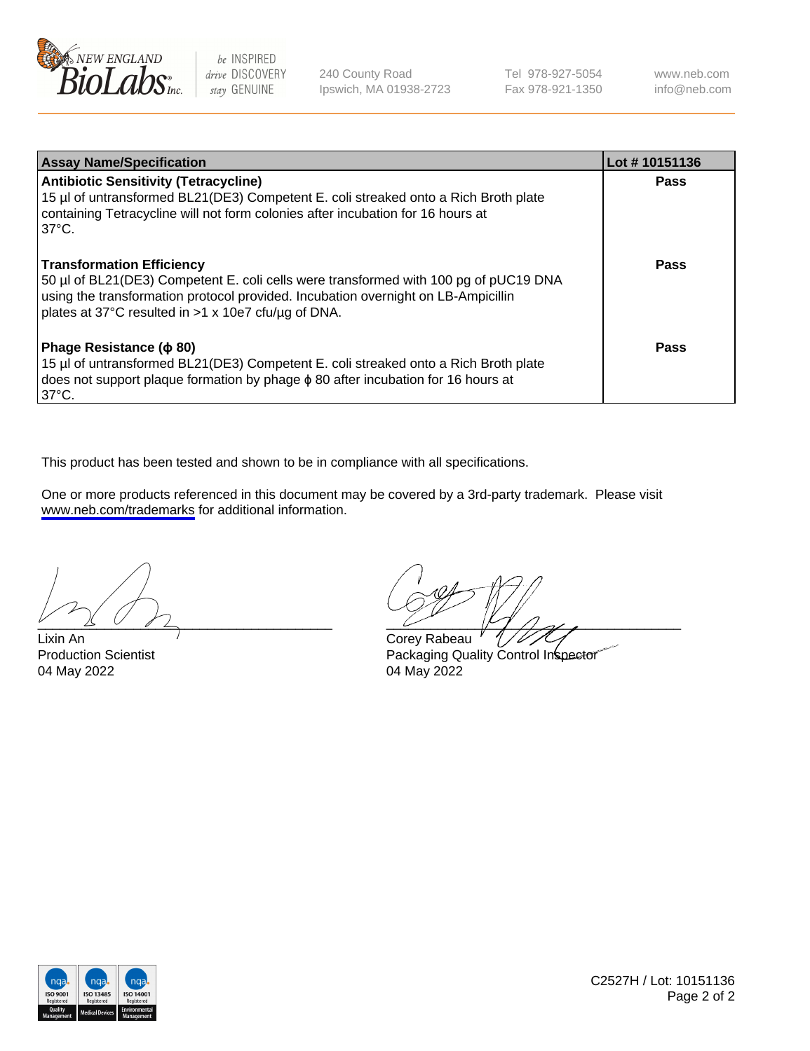240 County Road
Ipswich, MA 01938-2723

Tel 978-927-5054
Fax 978-921-1350

www.neb.com
info@neb.com

| Assay Name/Specification | Lot # 10151136 |
|---|---|
| **Antibiotic Sensitivity (Tetracycline)**<br>15 µl of untransformed BL21(DE3) Competent E. coli streaked onto a Rich Broth plate containing Tetracycline will not form colonies after incubation for 16 hours at 37°C. | **Pass** |
| **Transformation Efficiency**<br>50 µl of BL21(DE3) Competent E. coli cells were transformed with 100 pg of pUC19 DNA using the transformation protocol provided. Incubation overnight on LB-Ampicillin plates at 37°C resulted in >1 x 10e7 cfu/µg of DNA. | **Pass** |
| **Phage Resistance (ϕ 80)**<br>15 µl of untransformed BL21(DE3) Competent E. coli streaked onto a Rich Broth plate does not support plaque formation by phage ϕ 80 after incubation for 16 hours at 37°C. | **Pass** |

This product has been tested and shown to be in compliance with all specifications.

One or more products referenced in this document may be covered by a 3rd-party trademark. Please visit www.neb.com/trademarks for additional information.

Lixin An
Production Scientist
04 May 2022

Corey Rabeau
Packaging Quality Control Inspector
04 May 2022

C2527H / Lot: 10151136